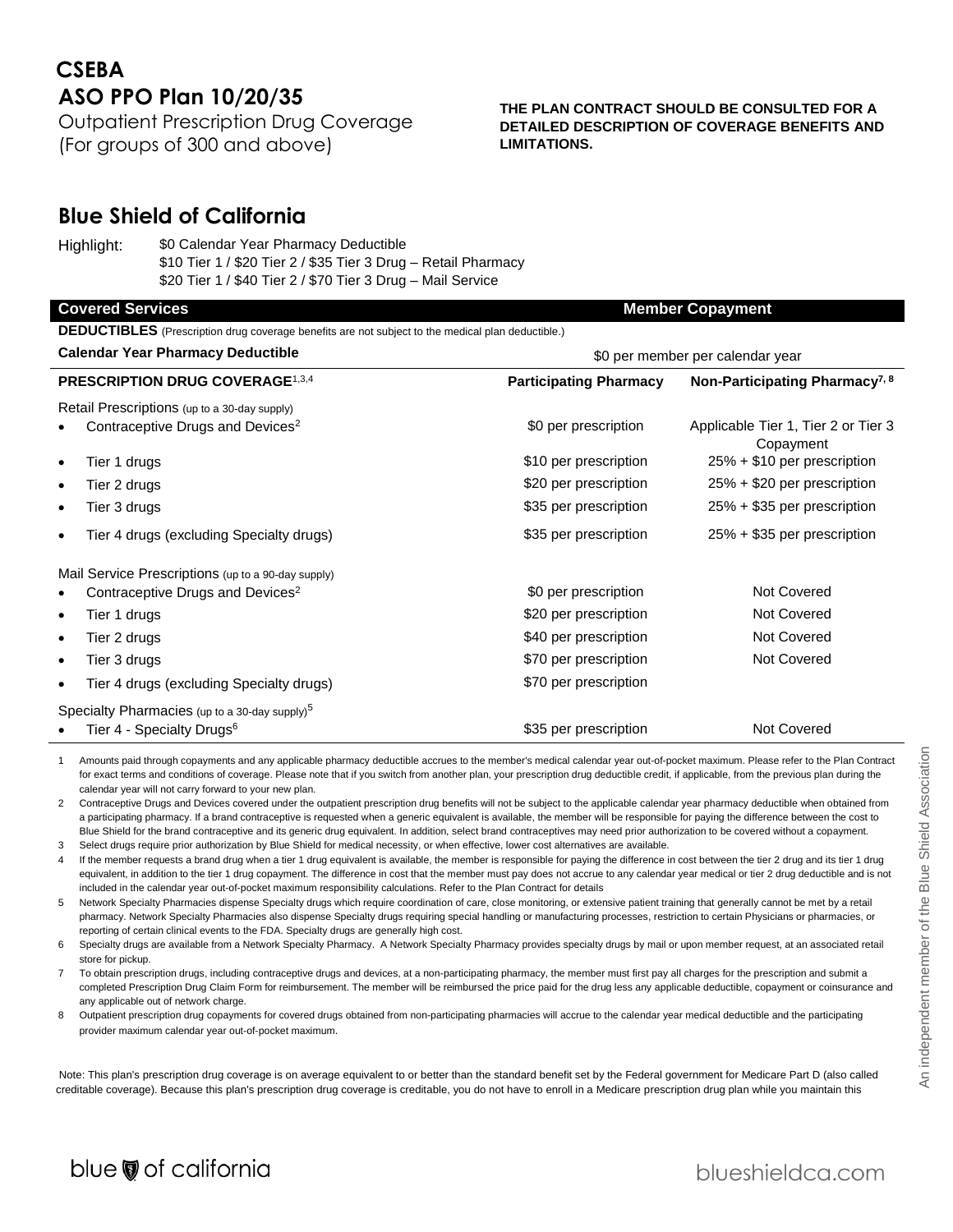# CSEBA

## ASO PPO Plan 10/20/35

Outpatient Prescription Drug Coverage
(For groups of 300 and above)

**THE PLAN CONTRACT SHOULD BE CONSULTED FOR A DETAILED DESCRIPTION OF COVERAGE BENEFITS AND LIMITATIONS.**

## Blue Shield of California

Highlight: $0 Calendar Year Pharmacy Deductible
$10 Tier 1 / $20 Tier 2 / $35 Tier 3 Drug – Retail Pharmacy
$20 Tier 1 / $40 Tier 2 / $70 Tier 3 Drug – Mail Service

| Covered Services | Member Copayment | |
|---|---|---|
| **DEDUCTIBLES** (Prescription drug coverage benefits are not subject to the medical plan deductible.) | | |
| **Calendar Year Pharmacy Deductible** | $0 per member per calendar year | |
| **PRESCRIPTION DRUG COVERAGE**[1,3,4] | **Participating Pharmacy** | **Non-Participating Pharmacy**[7, 8] |
| Retail Prescriptions (up to a 30-day supply) | | |
| • Contraceptive Drugs and Devices[2] | $0 per prescription | Applicable Tier 1, Tier 2 or Tier 3 Copayment |
| • Tier 1 drugs | $10 per prescription | 25% + $10 per prescription |
| • Tier 2 drugs | $20 per prescription | 25% + $20 per prescription |
| • Tier 3 drugs | $35 per prescription | 25% + $35 per prescription |
| • Tier 4 drugs (excluding Specialty drugs) | $35 per prescription | 25% + $35 per prescription |
| Mail Service Prescriptions (up to a 90-day supply) | | |
| • Contraceptive Drugs and Devices[2] | $0 per prescription | Not Covered |
| • Tier 1 drugs | $20 per prescription | Not Covered |
| • Tier 2 drugs | $40 per prescription | Not Covered |
| • Tier 3 drugs | $70 per prescription | Not Covered |
| • Tier 4 drugs (excluding Specialty drugs) | $70 per prescription | |
| Specialty Pharmacies (up to a 30-day supply)[5] | | |
| • Tier 4 - Specialty Drugs[6] | $35 per prescription | Not Covered |

1. Amounts paid through copayments and any applicable pharmacy deductible accrues to the member's medical calendar year out-of-pocket maximum. Please refer to the Plan Contract for exact terms and conditions of coverage. Please note that if you switch from another plan, your prescription drug deductible credit, if applicable, from the previous plan during the calendar year will not carry forward to your new plan.
2. Contraceptive Drugs and Devices covered under the outpatient prescription drug benefits will not be subject to the applicable calendar year pharmacy deductible when obtained from a participating pharmacy. If a brand contraceptive is requested when a generic equivalent is available, the member will be responsible for paying the difference between the cost to Blue Shield for the brand contraceptive and its generic drug equivalent. In addition, select brand contraceptives may need prior authorization to be covered without a copayment.
3. Select drugs require prior authorization by Blue Shield for medical necessity, or when effective, lower cost alternatives are available.
4. If the member requests a brand drug when a tier 1 drug equivalent is available, the member is responsible for paying the difference in cost between the tier 2 drug and its tier 1 drug equivalent, in addition to the tier 1 drug copayment. The difference in cost that the member must pay does not accrue to any calendar year medical or tier 2 drug deductible and is not included in the calendar year out-of-pocket maximum responsibility calculations. Refer to the Plan Contract for details
5. Network Specialty Pharmacies dispense Specialty drugs which require coordination of care, close monitoring, or extensive patient training that generally cannot be met by a retail pharmacy. Network Specialty Pharmacies also dispense Specialty drugs requiring special handling or manufacturing processes, restriction to certain Physicians or pharmacies, or reporting of certain clinical events to the FDA. Specialty drugs are generally high cost.
6. Specialty drugs are available from a Network Specialty Pharmacy. A Network Specialty Pharmacy provides specialty drugs by mail or upon member request, at an associated retail store for pickup.
7. To obtain prescription drugs, including contraceptive drugs and devices, at a non-participating pharmacy, the member must first pay all charges for the prescription and submit a completed Prescription Drug Claim Form for reimbursement. The member will be reimbursed the price paid for the drug less any applicable deductible, copayment or coinsurance and any applicable out of network charge.
8. Outpatient prescription drug copayments for covered drugs obtained from non-participating pharmacies will accrue to the calendar year medical deductible and the participating provider maximum calendar year out-of-pocket maximum.

Note: This plan's prescription drug coverage is on average equivalent to or better than the standard benefit set by the Federal government for Medicare Part D (also called creditable coverage). Because this plan's prescription drug coverage is creditable, you do not have to enroll in a Medicare prescription drug plan while you maintain this

An independent member of the Blue Shield Association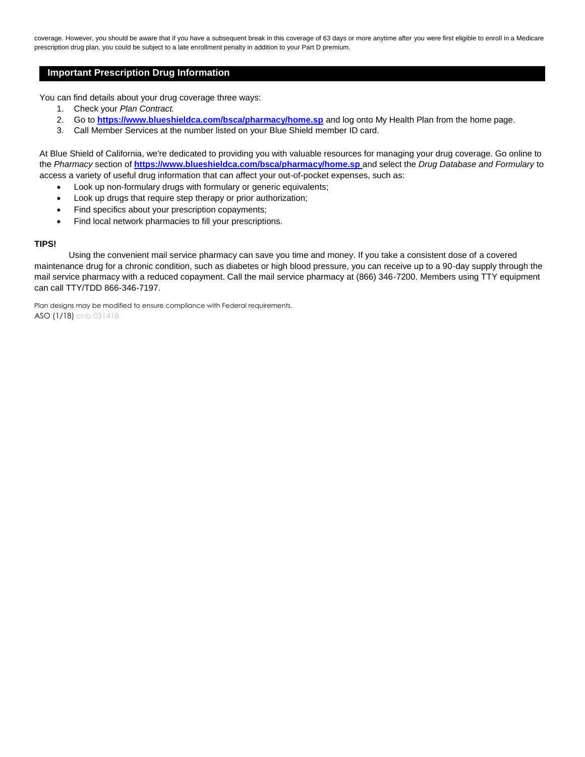coverage. However, you should be aware that if you have a subsequent break in this coverage of 63 days or more anytime after you were first eligible to enroll in a Medicare prescription drug plan, you could be subject to a late enrollment penalty in addition to your Part D premium.

## Important Prescription Drug Information

You can find details about your drug coverage three ways:

1. Check your *Plan Contract.*
2. Go to **https://www.blueshieldca.com/bsca/pharmacy/home.sp** and log onto My Health Plan from the home page.
3. Call Member Services at the number listed on your Blue Shield member ID card.

At Blue Shield of California, we're dedicated to providing you with valuable resources for managing your drug coverage. Go online to the *Pharmacy* section of **https://www.blueshieldca.com/bsca/pharmacy/home.sp** and select the *Drug Database and Formulary* to access a variety of useful drug information that can affect your out-of-pocket expenses, such as:

- Look up non-formulary drugs with formulary or generic equivalents;
- Look up drugs that require step therapy or prior authorization;
- Find specifics about your prescription copayments;
- Find local network pharmacies to fill your prescriptions.

**TIPS!**

Using the convenient mail service pharmacy can save you time and money. If you take a consistent dose of a covered maintenance drug for a chronic condition, such as diabetes or high blood pressure, you can receive up to a 90-day supply through the mail service pharmacy with a reduced copayment. Call the mail service pharmacy at (866) 346-7200. Members using TTY equipment can call TTY/TDD 866-346-7197.

Plan designs may be modified to ensure compliance with Federal requirements.

ASO (1/18) cnb 031418